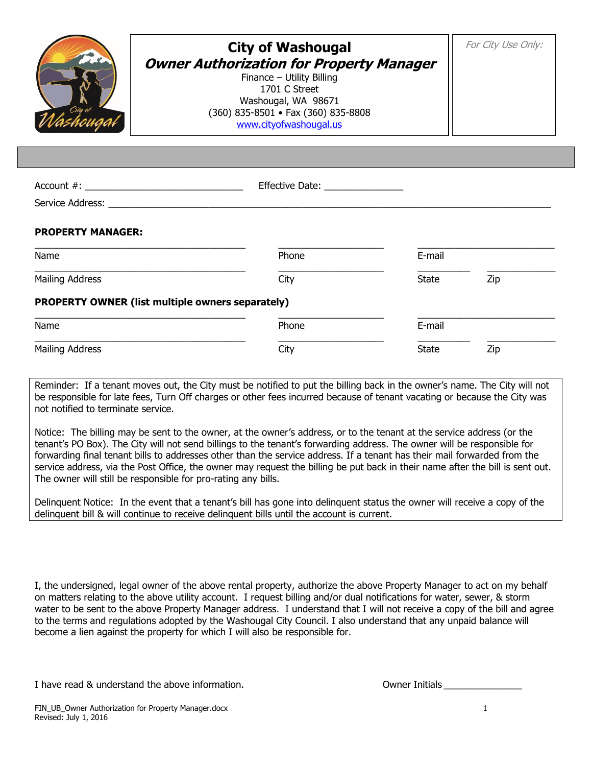# City of Washougal

## *Owner Authorization for Property Manager*

Finance – Utility Billing
1701 C Street
Washougal, WA 98671
(360) 835-8501 • Fax (360) 835-8808
www.cityofwashougal.us

*For City Use Only:*

Account #: ______________________________ Effective Date: _______________

Service Address: ____________________________________________________________________________________

**PROPERTY MANAGER:**

| ________________________________________ | ____________________ | ____________ | ____________ |
|---|---|---|---|
| Name | Phone | E-mail | |
| Mailing Address | City | State | Zip |

**PROPERTY OWNER (list multiple owners separately)**

| ________________________________________ | ____________________ | ____________ | ____________ |
|---|---|---|---|
| Name | Phone | E-mail | |
| Mailing Address | City | State | Zip |

Reminder: If a tenant moves out, the City must be notified to put the billing back in the owner's name. The City will not be responsible for late fees, Turn Off charges or other fees incurred because of tenant vacating or because the City was not notified to terminate service.

Notice: The billing may be sent to the owner, at the owner's address, or to the tenant at the service address (or the tenant's PO Box). The City will not send billings to the tenant's forwarding address. The owner will be responsible for forwarding final tenant bills to addresses other than the service address. If a tenant has their mail forwarded from the service address, via the Post Office, the owner may request the billing be put back in their name after the bill is sent out. The owner will still be responsible for pro-rating any bills.

Delinquent Notice: In the event that a tenant's bill has gone into delinquent status the owner will receive a copy of the delinquent bill & will continue to receive delinquent bills until the account is current.

I, the undersigned, legal owner of the above rental property, authorize the above Property Manager to act on my behalf on matters relating to the above utility account. I request billing and/or dual notifications for water, sewer, & storm water to be sent to the above Property Manager address. I understand that I will not receive a copy of the bill and agree to the terms and regulations adopted by the Washougal City Council. I also understand that any unpaid balance will become a lien against the property for which I will also be responsible for.

I have read & understand the above information. Owner Initials _______________

FIN_UB_Owner Authorization for Property Manager.docx
Revised: July 1, 2016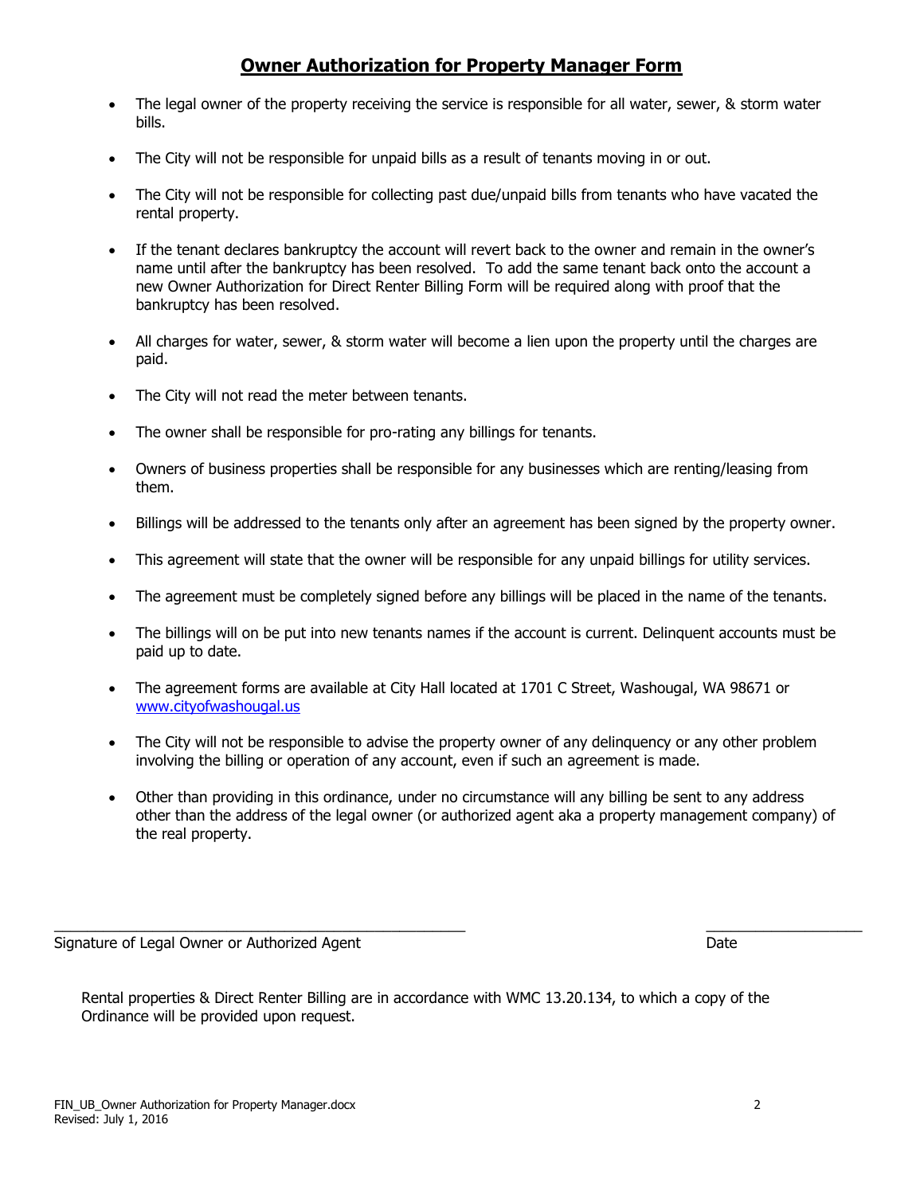# Owner Authorization for Property Manager Form

- The legal owner of the property receiving the service is responsible for all water, sewer, & storm water bills.

- The City will not be responsible for unpaid bills as a result of tenants moving in or out.

- The City will not be responsible for collecting past due/unpaid bills from tenants who have vacated the rental property.

- If the tenant declares bankruptcy the account will revert back to the owner and remain in the owner's name until after the bankruptcy has been resolved. To add the same tenant back onto the account a new Owner Authorization for Direct Renter Billing Form will be required along with proof that the bankruptcy has been resolved.

- All charges for water, sewer, & storm water will become a lien upon the property until the charges are paid.

- The City will not read the meter between tenants.

- The owner shall be responsible for pro-rating any billings for tenants.

- Owners of business properties shall be responsible for any businesses which are renting/leasing from them.

- Billings will be addressed to the tenants only after an agreement has been signed by the property owner.

- This agreement will state that the owner will be responsible for any unpaid billings for utility services.

- The agreement must be completely signed before any billings will be placed in the name of the tenants.

- The billings will on be put into new tenants names if the account is current. Delinquent accounts must be paid up to date.

- The agreement forms are available at City Hall located at 1701 C Street, Washougal, WA 98671 or [www.cityofwashougal.us](http://www.cityofwashougal.us)

- The City will not be responsible to advise the property owner of any delinquency or any other problem involving the billing or operation of any account, even if such an agreement is made.

- Other than providing in this ordinance, under no circumstance will any billing be sent to any address other than the address of the legal owner (or authorized agent aka a property management company) of the real property.

\_\_\_\_\_\_\_\_\_\_\_\_\_\_\_\_\_\_\_\_\_\_\_\_\_\_\_\_\_\_\_\_\_\_\_\_\_\_\_\_\_\_\_\_ \_\_\_\_\_\_\_\_\_\_\_\_\_\_\_\_\_\_

Signature of Legal Owner or Authorized Agent Date

Rental properties & Direct Renter Billing are in accordance with WMC 13.20.134, to which a copy of the Ordinance will be provided upon request.

FIN_UB_Owner Authorization for Property Manager.docx
Revised: July 1, 2016